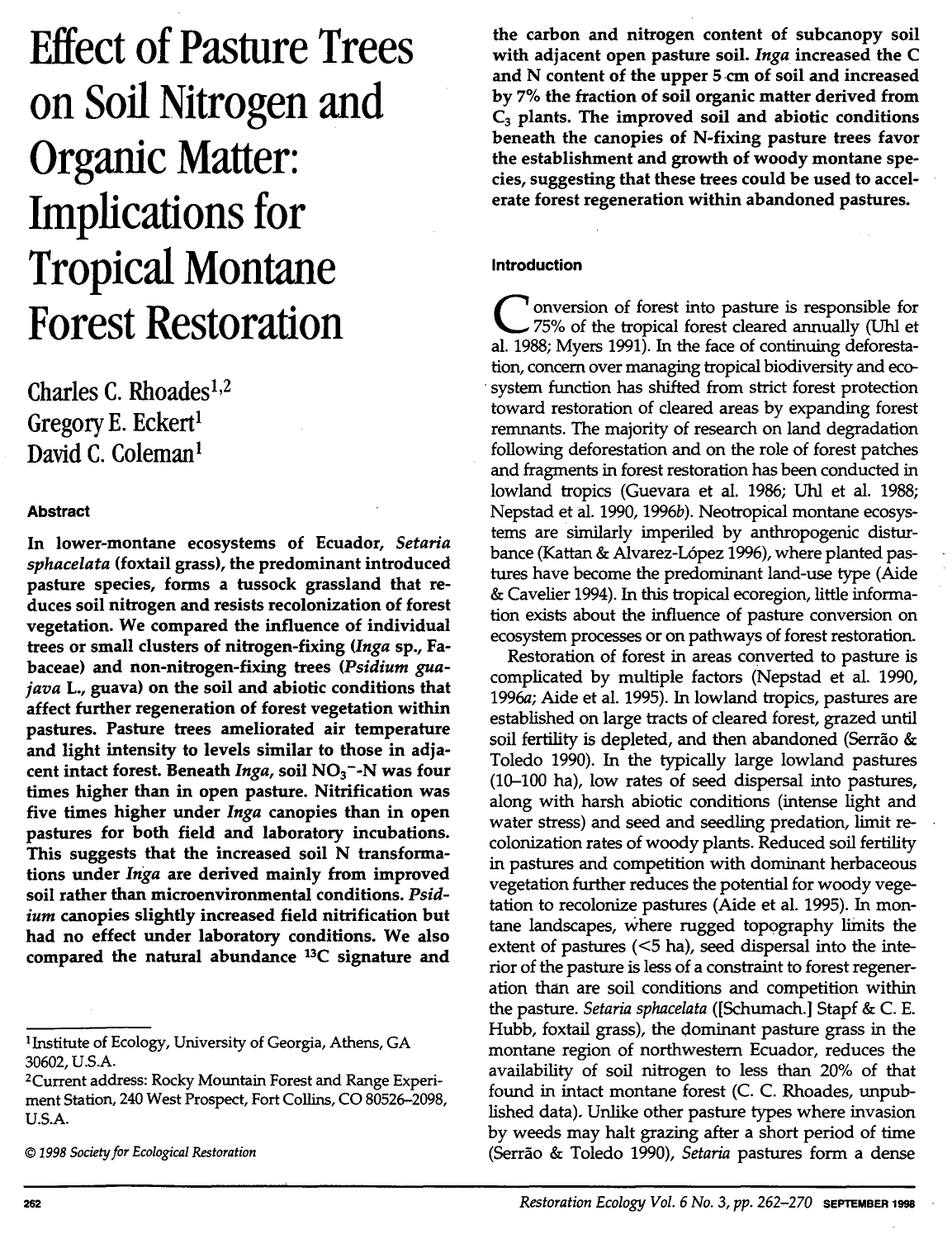# Effect of Pasture Trees on Soil Nitrogen and Organic Matter: Implications for Tropical Montane Forest Restoration

Charles C. Rhoades[1,2]
Gregory E. Eckert[1]
David C. Coleman[1]

## Abstract

**In lower-montane ecosystems of Ecuador, *Setaria sphacelata* (foxtail grass), the predominant introduced pasture species, forms a tussock grassland that reduces soil nitrogen and resists recolonization of forest vegetation. We compared the influence of individual trees or small clusters of nitrogen-fixing (*Inga* sp., Fabaceae) and non-nitrogen-fixing trees (*Psidium guajava* L., guava) on the soil and abiotic conditions that affect further regeneration of forest vegetation within pastures. Pasture trees ameliorated air temperature and light intensity to levels similar to those in adjacent intact forest. Beneath *Inga*, soil $NO_3^-$-N was four times higher than in open pasture. Nitrification was five times higher under *Inga* canopies than in open pastures for both field and laboratory incubations. This suggests that the increased soil N transformations under *Inga* are derived mainly from improved soil rather than microenvironmental conditions. *Psidium* canopies slightly increased field nitrification but had no effect under laboratory conditions. We also compared the natural abundance $^{13}C$ signature and the carbon and nitrogen content of subcanopy soil with adjacent open pasture soil. *Inga* increased the C and N content of the upper 5 cm of soil and increased by 7% the fraction of soil organic matter derived from $C_3$ plants. The improved soil and abiotic conditions beneath the canopies of N-fixing pasture trees favor the establishment and growth of woody montane species, suggesting that these trees could be used to accelerate forest regeneration within abandoned pastures.**

[1]Institute of Ecology, University of Georgia, Athens, GA 30602, U.S.A.
[2]Current address: Rocky Mountain Forest and Range Experiment Station, 240 West Prospect, Fort Collins, CO 80526–2098, U.S.A.

© 1998 Society for Ecological Restoration

## Introduction

Conversion of forest into pasture is responsible for 75% of the tropical forest cleared annually (Uhl et al. 1988; Myers 1991). In the face of continuing deforestation, concern over managing tropical biodiversity and ecosystem function has shifted from strict forest protection toward restoration of cleared areas by expanding forest remnants. The majority of research on land degradation following deforestation and on the role of forest patches and fragments in forest restoration has been conducted in lowland tropics (Guevara et al. 1986; Uhl et al. 1988; Nepstad et al. 1990, 1996b). Neotropical montane ecosystems are similarly imperiled by anthropogenic disturbance (Kattan & Alvarez-López 1996), where planted pastures have become the predominant land-use type (Aide & Cavelier 1994). In this tropical ecoregion, little information exists about the influence of pasture conversion on ecosystem processes or on pathways of forest restoration.

Restoration of forest in areas converted to pasture is complicated by multiple factors (Nepstad et al. 1990, 1996a; Aide et al. 1995). In lowland tropics, pastures are established on large tracts of cleared forest, grazed until soil fertility is depleted, and then abandoned (Serrão & Toledo 1990). In the typically large lowland pastures (10–100 ha), low rates of seed dispersal into pastures, along with harsh abiotic conditions (intense light and water stress) and seed and seedling predation, limit recolonization rates of woody plants. Reduced soil fertility in pastures and competition with dominant herbaceous vegetation further reduces the potential for woody vegetation to recolonize pastures (Aide et al. 1995). In montane landscapes, where rugged topography limits the extent of pastures (<5 ha), seed dispersal into the interior of the pasture is less of a constraint to forest regeneration than are soil conditions and competition within the pasture. *Setaria sphacelata* ([Schumach.] Stapf & C. E. Hubb, foxtail grass), the dominant pasture grass in the montane region of northwestern Ecuador, reduces the availability of soil nitrogen to less than 20% of that found in intact montane forest (C. C. Rhoades, unpublished data). Unlike other pasture types where invasion by weeds may halt grazing after a short period of time (Serrão & Toledo 1990), *Setaria* pastures form a dense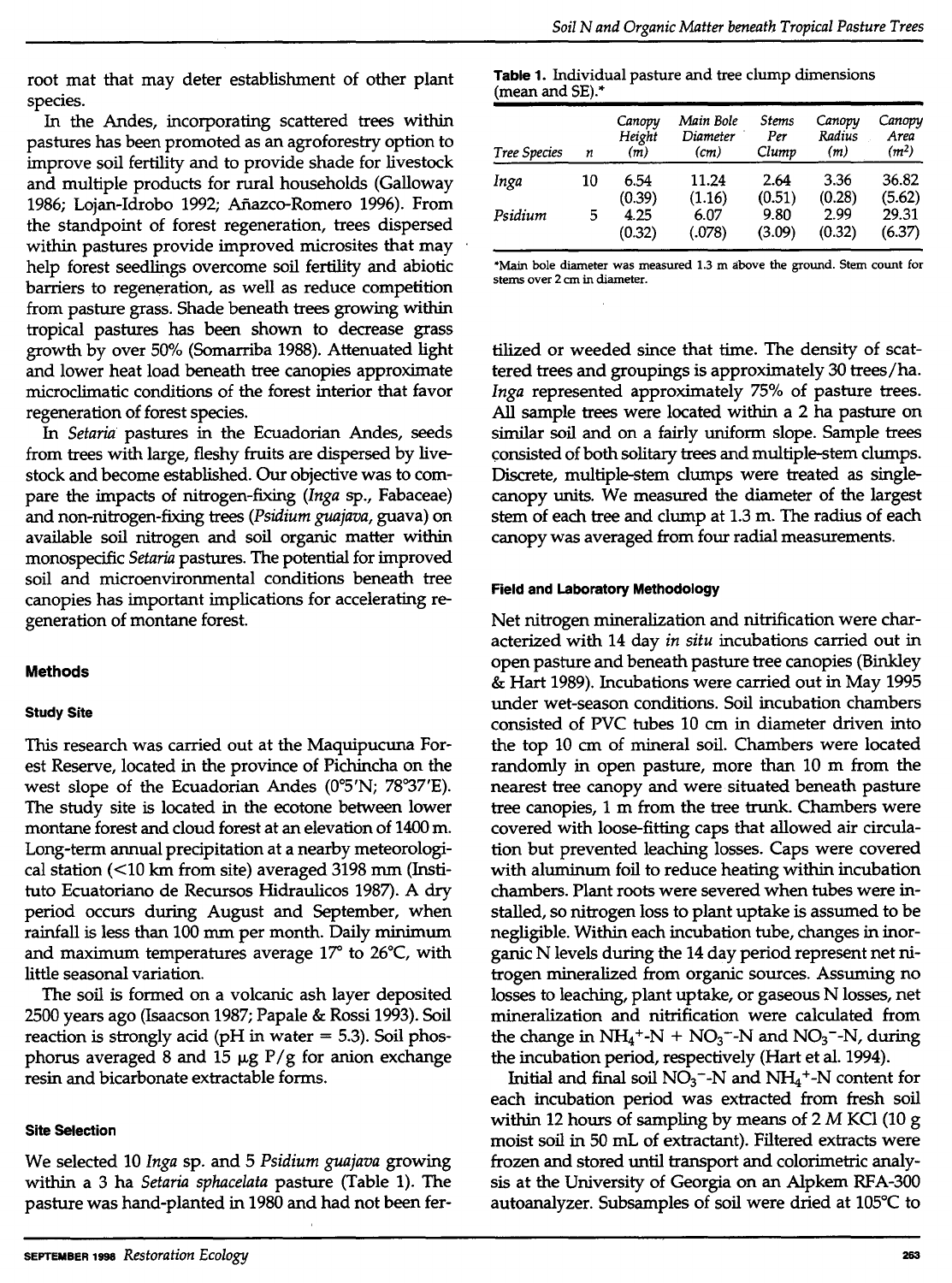root mat that may deter establishment of other plant species.

In the Andes, incorporating scattered trees within pastures has been promoted as an agroforestry option to improve soil fertility and to provide shade for livestock and multiple products for rural households (Galloway 1986; Lojan-Idrobo 1992; Añazco-Romero 1996). From the standpoint of forest regeneration, trees dispersed within pastures provide improved microsites that may help forest seedlings overcome soil fertility and abiotic barriers to regeneration, as well as reduce competition from pasture grass. Shade beneath trees growing within tropical pastures has been shown to decrease grass growth by over 50% (Somarriba 1988). Attenuated light and lower heat load beneath tree canopies approximate microclimatic conditions of the forest interior that favor regeneration of forest species.

In *Setaria* pastures in the Ecuadorian Andes, seeds from trees with large, fleshy fruits are dispersed by livestock and become established. Our objective was to compare the impacts of nitrogen-fixing (*Inga* sp., Fabaceae) and non-nitrogen-fixing trees (*Psidium guajava*, guava) on available soil nitrogen and soil organic matter within monospecific *Setaria* pastures. The potential for improved soil and microenvironmental conditions beneath tree canopies has important implications for accelerating regeneration of montane forest.

## Methods

### Study Site

This research was carried out at the Maquipucuna Forest Reserve, located in the province of Pichincha on the west slope of the Ecuadorian Andes (0°5'N; 78°37'E). The study site is located in the ecotone between lower montane forest and cloud forest at an elevation of 1400 m. Long-term annual precipitation at a nearby meteorological station (<10 km from site) averaged 3198 mm (Instituto Ecuatoriano de Recursos Hidraulicos 1987). A dry period occurs during August and September, when rainfall is less than 100 mm per month. Daily minimum and maximum temperatures average 17° to 26°C, with little seasonal variation.

The soil is formed on a volcanic ash layer deposited 2500 years ago (Isaacson 1987; Papale & Rossi 1993). Soil reaction is strongly acid (pH in water = 5.3). Soil phosphorus averaged 8 and 15 μg P/g for anion exchange resin and bicarbonate extractable forms.

### Site Selection

We selected 10 *Inga* sp. and 5 *Psidium guajava* growing within a 3 ha *Setaria sphacelata* pasture (Table 1). The pasture was hand-planted in 1980 and had not been fertilized or weeded since that time. The density of scattered trees and groupings is approximately 30 trees/ha. *Inga* represented approximately 75% of pasture trees. All sample trees were located within a 2 ha pasture on similar soil and on a fairly uniform slope. Sample trees consisted of both solitary trees and multiple-stem clumps. Discrete, multiple-stem clumps were treated as single-canopy units. We measured the diameter of the largest stem of each tree and clump at 1.3 m. The radius of each canopy was averaged from four radial measurements.

**Table 1.** Individual pasture and tree clump dimensions (mean and SE).*

| Tree Species | n | Canopy Height (m) | Main Bole Diameter (cm) | Stems Per Clump | Canopy Radius (m) | Canopy Area ($m^2$) |
|---|---|---|---|---|---|---|
| *Inga* | 10 | 6.54 | 11.24 | 2.64 | 3.36 | 36.82 |
| | | (0.39) | (1.16) | (0.51) | (0.28) | (5.62) |
| *Psidium* | 5 | 4.25 | 6.07 | 9.80 | 2.99 | 29.31 |
| | | (0.32) | (.078) | (3.09) | (0.32) | (6.37) |

*Main bole diameter was measured 1.3 m above the ground. Stem count for stems over 2 cm in diameter.

### Field and Laboratory Methodology

Net nitrogen mineralization and nitrification were characterized with 14 day *in situ* incubations carried out in open pasture and beneath pasture tree canopies (Binkley & Hart 1989). Incubations were carried out in May 1995 under wet-season conditions. Soil incubation chambers consisted of PVC tubes 10 cm in diameter driven into the top 10 cm of mineral soil. Chambers were located randomly in open pasture, more than 10 m from the nearest tree canopy and were situated beneath pasture tree canopies, 1 m from the tree trunk. Chambers were covered with loose-fitting caps that allowed air circulation but prevented leaching losses. Caps were covered with aluminum foil to reduce heating within incubation chambers. Plant roots were severed when tubes were installed, so nitrogen loss to plant uptake is assumed to be negligible. Within each incubation tube, changes in inorganic N levels during the 14 day period represent net nitrogen mineralized from organic sources. Assuming no losses to leaching, plant uptake, or gaseous N losses, net mineralization and nitrification were calculated from the change in $NH_4^+$-N + $NO_3^-$-N and $NO_3^-$-N, during the incubation period, respectively (Hart et al. 1994).

Initial and final soil $NO_3^-$-N and $NH_4^+$-N content for each incubation period was extracted from fresh soil within 12 hours of sampling by means of 2 *M* KCl (10 g moist soil in 50 mL of extractant). Filtered extracts were frozen and stored until transport and colorimetric analysis at the University of Georgia on an Alpkem RFA-300 autoanalyzer. Subsamples of soil were dried at 105°C to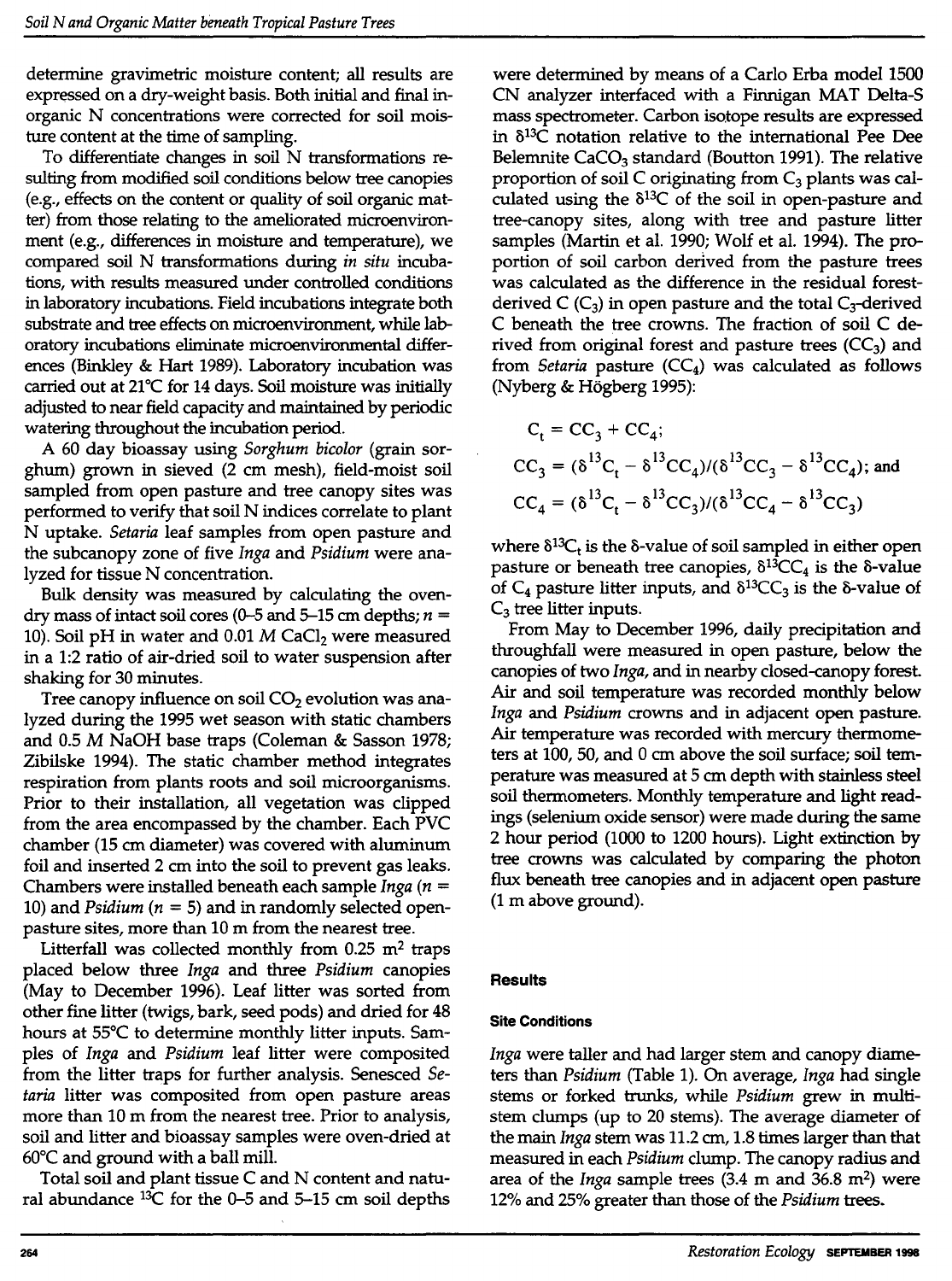determine gravimetric moisture content; all results are expressed on a dry-weight basis. Both initial and final inorganic N concentrations were corrected for soil moisture content at the time of sampling.

To differentiate changes in soil N transformations resulting from modified soil conditions below tree canopies (e.g., effects on the content or quality of soil organic matter) from those relating to the ameliorated microenvironment (e.g., differences in moisture and temperature), we compared soil N transformations during *in situ* incubations, with results measured under controlled conditions in laboratory incubations. Field incubations integrate both substrate and tree effects on microenvironment, while laboratory incubations eliminate microenvironmental differences (Binkley & Hart 1989). Laboratory incubation was carried out at 21°C for 14 days. Soil moisture was initially adjusted to near field capacity and maintained by periodic watering throughout the incubation period.

A 60 day bioassay using *Sorghum bicolor* (grain sorghum) grown in sieved (2 cm mesh), field-moist soil sampled from open pasture and tree canopy sites was performed to verify that soil N indices correlate to plant N uptake. *Setaria* leaf samples from open pasture and the subcanopy zone of five *Inga* and *Psidium* were analyzed for tissue N concentration.

Bulk density was measured by calculating the oven-dry mass of intact soil cores (0–5 and 5–15 cm depths; $n$ = 10). Soil pH in water and 0.01 $M$ $CaCl_2$ were measured in a 1:2 ratio of air-dried soil to water suspension after shaking for 30 minutes.

Tree canopy influence on soil $CO_2$ evolution was analyzed during the 1995 wet season with static chambers and 0.5 $M$ NaOH base traps (Coleman & Sasson 1978; Zibilske 1994). The static chamber method integrates respiration from plants roots and soil microorganisms. Prior to their installation, all vegetation was clipped from the area encompassed by the chamber. Each PVC chamber (15 cm diameter) was covered with aluminum foil and inserted 2 cm into the soil to prevent gas leaks. Chambers were installed beneath each sample *Inga* ($n$ = 10) and *Psidium* ($n$ = 5) and in randomly selected open-pasture sites, more than 10 m from the nearest tree.

Litterfall was collected monthly from 0.25 $m^2$ traps placed below three *Inga* and three *Psidium* canopies (May to December 1996). Leaf litter was sorted from other fine litter (twigs, bark, seed pods) and dried for 48 hours at 55°C to determine monthly litter inputs. Samples of *Inga* and *Psidium* leaf litter were composited from the litter traps for further analysis. Senesced *Setaria* litter was composited from open pasture areas more than 10 m from the nearest tree. Prior to analysis, soil and litter and bioassay samples were oven-dried at 60°C and ground with a ball mill.

Total soil and plant tissue C and N content and natural abundance $^{13}C$ for the 0–5 and 5–15 cm soil depths were determined by means of a Carlo Erba model 1500 CN analyzer interfaced with a Finnigan MAT Delta-S mass spectrometer. Carbon isotope results are expressed in $\delta^{13}C$ notation relative to the international Pee Dee Belemnite $CaCO_3$ standard (Boutton 1991). The relative proportion of soil C originating from $C_3$ plants was calculated using the $\delta^{13}C$ of the soil in open-pasture and tree-canopy sites, along with tree and pasture litter samples (Martin et al. 1990; Wolf et al. 1994). The proportion of soil carbon derived from the pasture trees was calculated as the difference in the residual forest-derived C ($C_3$) in open pasture and the total $C_3$-derived C beneath the tree crowns. The fraction of soil C derived from original forest and pasture trees ($CC_3$) and from *Setaria* pasture ($CC_4$) was calculated as follows (Nyberg & Högberg 1995):

$$C_t = CC_3 + CC_4;$$

$$CC_3 = (\delta^{13}C_t - \delta^{13}CC_4)/(\delta^{13}CC_3 - \delta^{13}CC_4); \text{ and}$$

$$CC_4 = (\delta^{13}C_t - \delta^{13}CC_3)/(\delta^{13}CC_4 - \delta^{13}CC_3)$$

where $\delta^{13}C_t$ is the δ-value of soil sampled in either open pasture or beneath tree canopies, $\delta^{13}CC_4$ is the δ-value of $C_4$ pasture litter inputs, and $\delta^{13}CC_3$ is the δ-value of $C_3$ tree litter inputs.

From May to December 1996, daily precipitation and throughfall were measured in open pasture, below the canopies of two *Inga*, and in nearby closed-canopy forest. Air and soil temperature was recorded monthly below *Inga* and *Psidium* crowns and in adjacent open pasture. Air temperature was recorded with mercury thermometers at 100, 50, and 0 cm above the soil surface; soil temperature was measured at 5 cm depth with stainless steel soil thermometers. Monthly temperature and light readings (selenium oxide sensor) were made during the same 2 hour period (1000 to 1200 hours). Light extinction by tree crowns was calculated by comparing the photon flux beneath tree canopies and in adjacent open pasture (1 m above ground).

## Results

### Site Conditions

*Inga* were taller and had larger stem and canopy diameters than *Psidium* (Table 1). On average, *Inga* had single stems or forked trunks, while *Psidium* grew in multi-stem clumps (up to 20 stems). The average diameter of the main *Inga* stem was 11.2 cm, 1.8 times larger than that measured in each *Psidium* clump. The canopy radius and area of the *Inga* sample trees (3.4 m and 36.8 $m^2$) were 12% and 25% greater than those of the *Psidium* trees.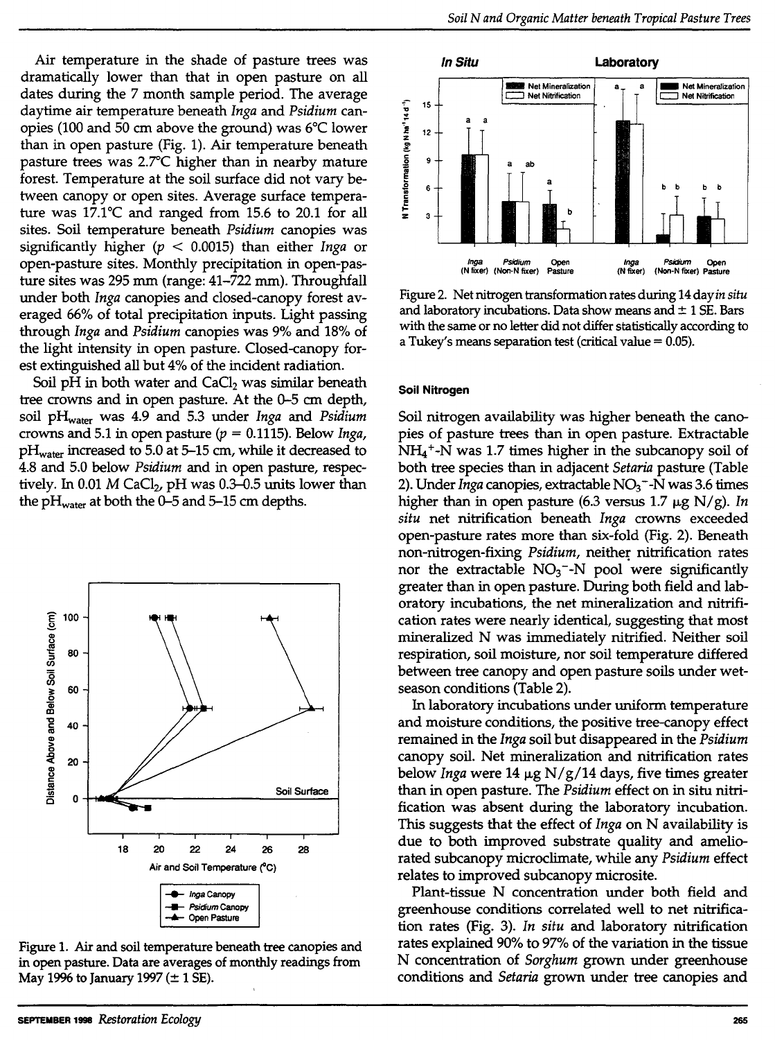Air temperature in the shade of pasture trees was dramatically lower than that in open pasture on all dates during the 7 month sample period. The average daytime air temperature beneath *Inga* and *Psidium* canopies (100 and 50 cm above the ground) was 6°C lower than in open pasture (Fig. 1). Air temperature beneath pasture trees was 2.7°C higher than in nearby mature forest. Temperature at the soil surface did not vary between canopy or open sites. Average surface temperature was 17.1°C and ranged from 15.6 to 20.1 for all sites. Soil temperature beneath *Psidium* canopies was significantly higher ($p < 0.0015$) than either *Inga* or open-pasture sites. Monthly precipitation in open-pasture sites was 295 mm (range: 41–722 mm). Throughfall under both *Inga* canopies and closed-canopy forest averaged 66% of total precipitation inputs. Light passing through *Inga* and *Psidium* canopies was 9% and 18% of the light intensity in open pasture. Closed-canopy forest extinguished all but 4% of the incident radiation.

Soil pH in both water and $CaCl_2$ was similar beneath tree crowns and in open pasture. At the 0–5 cm depth, soil $pH_{water}$ was 4.9 and 5.3 under *Inga* and *Psidium* crowns and 5.1 in open pasture ($p = 0.1115$). Below *Inga*, $pH_{water}$ increased to 5.0 at 5–15 cm, while it decreased to 4.8 and 5.0 below *Psidium* and in open pasture, respectively. In 0.01 *M* $CaCl_2$, pH was 0.3–0.5 units lower than the $pH_{water}$ at both the 0–5 and 5–15 cm depths.

Figure 1. Air and soil temperature beneath tree canopies and in open pasture. Data are averages of monthly readings from May 1996 to January 1997 (± 1 SE).

Figure 2. Net nitrogen transformation rates during 14 day *in situ* and laboratory incubations. Data show means and ± 1 SE. Bars with the same or no letter did not differ statistically according to a Tukey's means separation test (critical value = 0.05).

#### Soil Nitrogen

Soil nitrogen availability was higher beneath the canopies of pasture trees than in open pasture. Extractable $NH_4^+$-N was 1.7 times higher in the subcanopy soil of both tree species than in adjacent *Setaria* pasture (Table 2). Under *Inga* canopies, extractable $NO_3^-$-N was 3.6 times higher than in open pasture (6.3 versus 1.7 μg N/g). *In situ* net nitrification beneath *Inga* crowns exceeded open-pasture rates more than six-fold (Fig. 2). Beneath non-nitrogen-fixing *Psidium*, neither nitrification rates nor the extractable $NO_3^-$-N pool were significantly greater than in open pasture. During both field and laboratory incubations, the net mineralization and nitrification rates were nearly identical, suggesting that most mineralized N was immediately nitrified. Neither soil respiration, soil moisture, nor soil temperature differed between tree canopy and open pasture soils under wet-season conditions (Table 2).

In laboratory incubations under uniform temperature and moisture conditions, the positive tree-canopy effect remained in the *Inga* soil but disappeared in the *Psidium* canopy soil. Net mineralization and nitrification rates below *Inga* were 14 μg N/g/14 days, five times greater than in open pasture. The *Psidium* effect on in situ nitrification was absent during the laboratory incubation. This suggests that the effect of *Inga* on N availability is due to both improved substrate quality and ameliorated subcanopy microclimate, while any *Psidium* effect relates to improved subcanopy microsite.

Plant-tissue N concentration under both field and greenhouse conditions correlated well to net nitrification rates (Fig. 3). *In situ* and laboratory nitrification rates explained 90% to 97% of the variation in the tissue N concentration of *Sorghum* grown under greenhouse conditions and *Setaria* grown under tree canopies and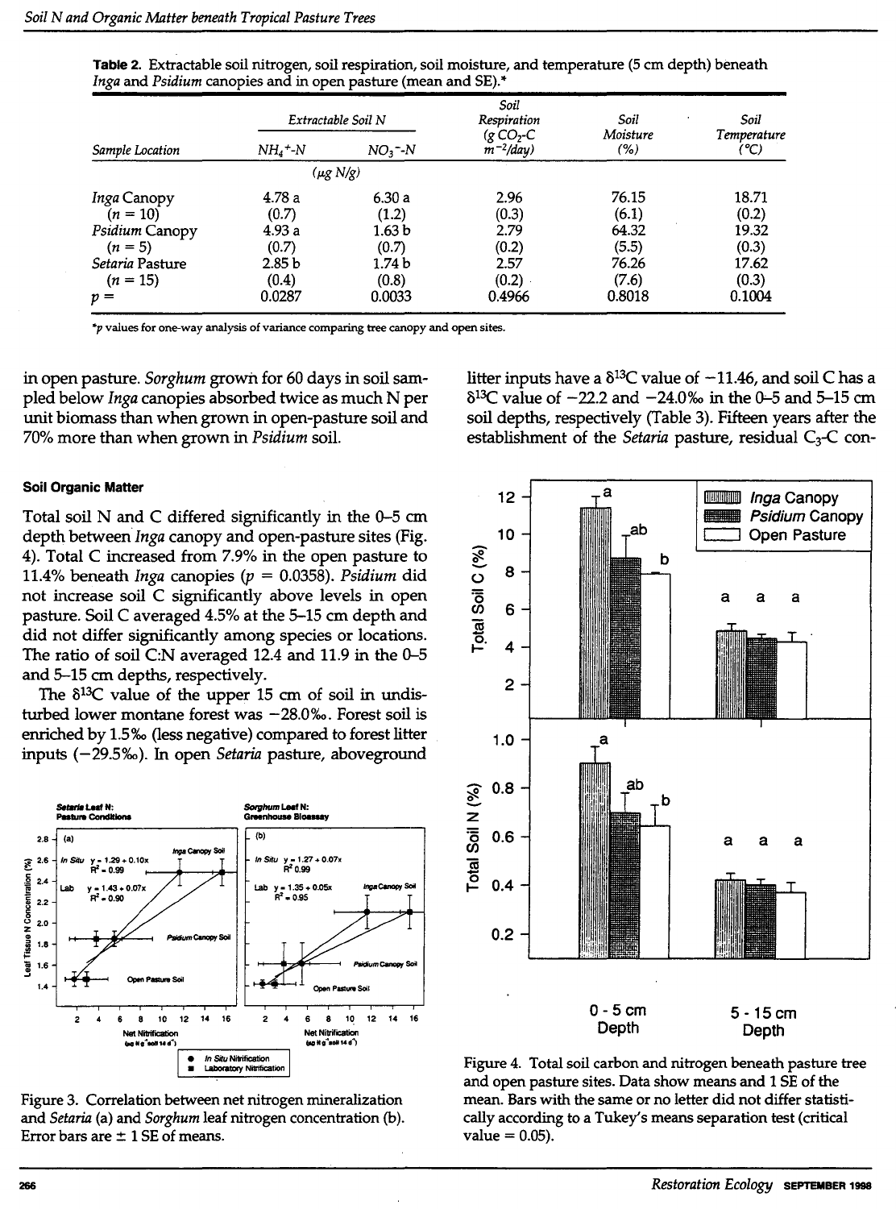**Table 2.** Extractable soil nitrogen, soil respiration, soil moisture, and temperature (5 cm depth) beneath *Inga* and *Psidium* canopies and in open pasture (mean and SE).*

| Sample Location | Extractable Soil N $NH_4^+$-N ($\mu g$ N/g) | Extractable Soil N $NO_3^-$-N ($\mu g$ N/g) | Soil Respiration (g $CO_2$-C $m^{-2}$/day) | Soil Moisture (%) | Soil Temperature (°C) |
|---|---|---|---|---|---|
| *Inga* Canopy | 4.78 a | 6.30 a | 2.96 | 76.15 | 18.71 |
| ($n$ = 10) | (0.7) | (1.2) | (0.3) | (6.1) | (0.2) |
| *Psidium* Canopy | 4.93 a | 1.63 b | 2.79 | 64.32 | 19.32 |
| ($n$ = 5) | (0.7) | (0.7) | (0.2) | (5.5) | (0.3) |
| *Setaria* Pasture | 2.85 b | 1.74 b | 2.57 | 76.26 | 17.62 |
| ($n$ = 15) | (0.4) | (0.8) | (0.2) | (7.6) | (0.3) |
| $p$ = | 0.0287 | 0.0033 | 0.4966 | 0.8018 | 0.1004 |

*$p$ values for one-way analysis of variance comparing tree canopy and open sites.

in open pasture. *Sorghum* grown for 60 days in soil sampled below *Inga* canopies absorbed twice as much N per unit biomass than when grown in open-pasture soil and 70% more than when grown in *Psidium* soil.

### Soil Organic Matter

Total soil N and C differed significantly in the 0–5 cm depth between *Inga* canopy and open-pasture sites (Fig. 4). Total C increased from 7.9% in the open pasture to 11.4% beneath *Inga* canopies ($p$ = 0.0358). *Psidium* did not increase soil C significantly above levels in open pasture. Soil C averaged 4.5% at the 5–15 cm depth and did not differ significantly among species or locations. The ratio of soil C:N averaged 12.4 and 11.9 in the 0–5 and 5–15 cm depths, respectively.

The $\delta^{13}C$ value of the upper 15 cm of soil in undisturbed lower montane forest was −28.0‰. Forest soil is enriched by 1.5‰ (less negative) compared to forest litter inputs (−29.5‰). In open *Setaria* pasture, aboveground litter inputs have a $\delta^{13}C$ value of −11.46, and soil C has a $\delta^{13}C$ value of −22.2 and −24.0‰ in the 0–5 and 5–15 cm soil depths, respectively (Table 3). Fifteen years after the establishment of the *Setaria* pasture, residual $C_3$-C con-

Figure 3. Correlation between net nitrogen mineralization and *Setaria* (a) and *Sorghum* leaf nitrogen concentration (b). Error bars are ± 1 SE of means.

Figure 4. Total soil carbon and nitrogen beneath pasture tree and open pasture sites. Data show means and 1 SE of the mean. Bars with the same or no letter did not differ statistically according to a Tukey's means separation test (critical value = 0.05).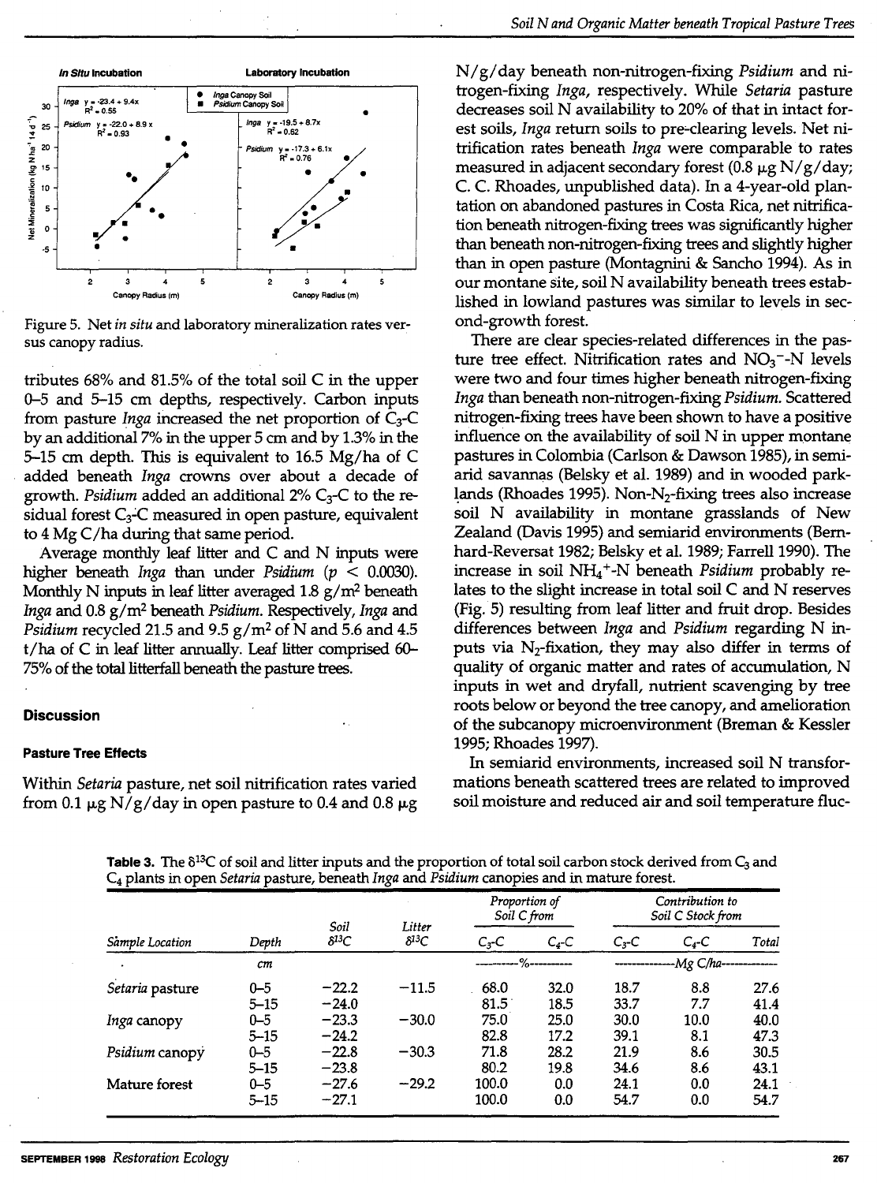Figure 5. Net *in situ* and laboratory mineralization rates versus canopy radius.

tributes 68% and 81.5% of the total soil C in the upper 0–5 and 5–15 cm depths, respectively. Carbon inputs from pasture *Inga* increased the net proportion of $C_3$-C by an additional 7% in the upper 5 cm and by 1.3% in the 5–15 cm depth. This is equivalent to 16.5 Mg/ha of C added beneath *Inga* crowns over about a decade of growth. *Psidium* added an additional 2% $C_3$-C to the residual forest $C_3$-C measured in open pasture, equivalent to 4 Mg C/ha during that same period.

Average monthly leaf litter and C and N inputs were higher beneath *Inga* than under *Psidium* ($p < 0.0030$). Monthly N inputs in leaf litter averaged 1.8 g/m² beneath *Inga* and 0.8 g/m² beneath *Psidium*. Respectively, *Inga* and *Psidium* recycled 21.5 and 9.5 g/m² of N and 5.6 and 4.5 t/ha of C in leaf litter annually. Leaf litter comprised 60–75% of the total litterfall beneath the pasture trees.

## Discussion

### Pasture Tree Effects

Within *Setaria* pasture, net soil nitrification rates varied from 0.1 μg N/g/day in open pasture to 0.4 and 0.8 μg N/g/day beneath non-nitrogen-fixing *Psidium* and nitrogen-fixing *Inga*, respectively. While *Setaria* pasture decreases soil N availability to 20% of that in intact forest soils, *Inga* return soils to pre-clearing levels. Net nitrification rates beneath *Inga* were comparable to rates measured in adjacent secondary forest (0.8 μg N/g/day; C. C. Rhoades, unpublished data). In a 4-year-old plantation on abandoned pastures in Costa Rica, net nitrification beneath nitrogen-fixing trees was significantly higher than beneath non-nitrogen-fixing trees and slightly higher than in open pasture (Montagnini & Sancho 1994). As in our montane site, soil N availability beneath trees established in lowland pastures was similar to levels in second-growth forest.

There are clear species-related differences in the pasture tree effect. Nitrification rates and $NO_3^-$-N levels were two and four times higher beneath nitrogen-fixing *Inga* than beneath non-nitrogen-fixing *Psidium*. Scattered nitrogen-fixing trees have been shown to have a positive influence on the availability of soil N in upper montane pastures in Colombia (Carlson & Dawson 1985), in semiarid savannas (Belsky et al. 1989) and in wooded parklands (Rhoades 1995). Non-$N_2$-fixing trees also increase soil N availability in montane grasslands of New Zealand (Davis 1995) and semiarid environments (Bernhard-Reversat 1982; Belsky et al. 1989; Farrell 1990). The increase in soil $NH_4^+$-N beneath *Psidium* probably relates to the slight increase in total soil C and N reserves (Fig. 5) resulting from leaf litter and fruit drop. Besides differences between *Inga* and *Psidium* regarding N inputs via $N_2$-fixation, they may also differ in terms of quality of organic matter and rates of accumulation, N inputs in wet and dryfall, nutrient scavenging by tree roots below or beyond the tree canopy, and amelioration of the subcanopy microenvironment (Breman & Kessler 1995; Rhoades 1997).

In semiarid environments, increased soil N transformations beneath scattered trees are related to improved soil moisture and reduced air and soil temperature fluc-

**Table 3.** The $\delta^{13}C$ of soil and litter inputs and the proportion of total soil carbon stock derived from $C_3$ and $C_4$ plants in open *Setaria* pasture, beneath *Inga* and *Psidium* canopies and in mature forest.

| Sample Location | Depth | Soil $\delta^{13}C$ | Litter $\delta^{13}C$ | Proportion of Soil C from | | Contribution to Soil C Stock from | | |
|---|---|---|---|---|---|---|---|---|
| | | | | $C_3$-C | $C_4$-C | $C_3$-C | $C_4$-C | Total |
| | cm | | | % | | Mg C/ha | | |
| *Setaria* pasture | 0–5 | −22.2 | −11.5 | 68.0 | 32.0 | 18.7 | 8.8 | 27.6 |
| | 5–15 | −24.0 | | 81.5 | 18.5 | 33.7 | 7.7 | 41.4 |
| *Inga* canopy | 0–5 | −23.3 | −30.0 | 75.0 | 25.0 | 30.0 | 10.0 | 40.0 |
| | 5–15 | −24.2 | | 82.8 | 17.2 | 39.1 | 8.1 | 47.3 |
| *Psidium* canopy | 0–5 | −22.8 | −30.3 | 71.8 | 28.2 | 21.9 | 8.6 | 30.5 |
| | 5–15 | −23.8 | | 80.2 | 19.8 | 34.6 | 8.6 | 43.1 |
| Mature forest | 0–5 | −27.6 | −29.2 | 100.0 | 0.0 | 24.1 | 0.0 | 24.1 |
| | 5–15 | −27.1 | | 100.0 | 0.0 | 54.7 | 0.0 | 54.7 |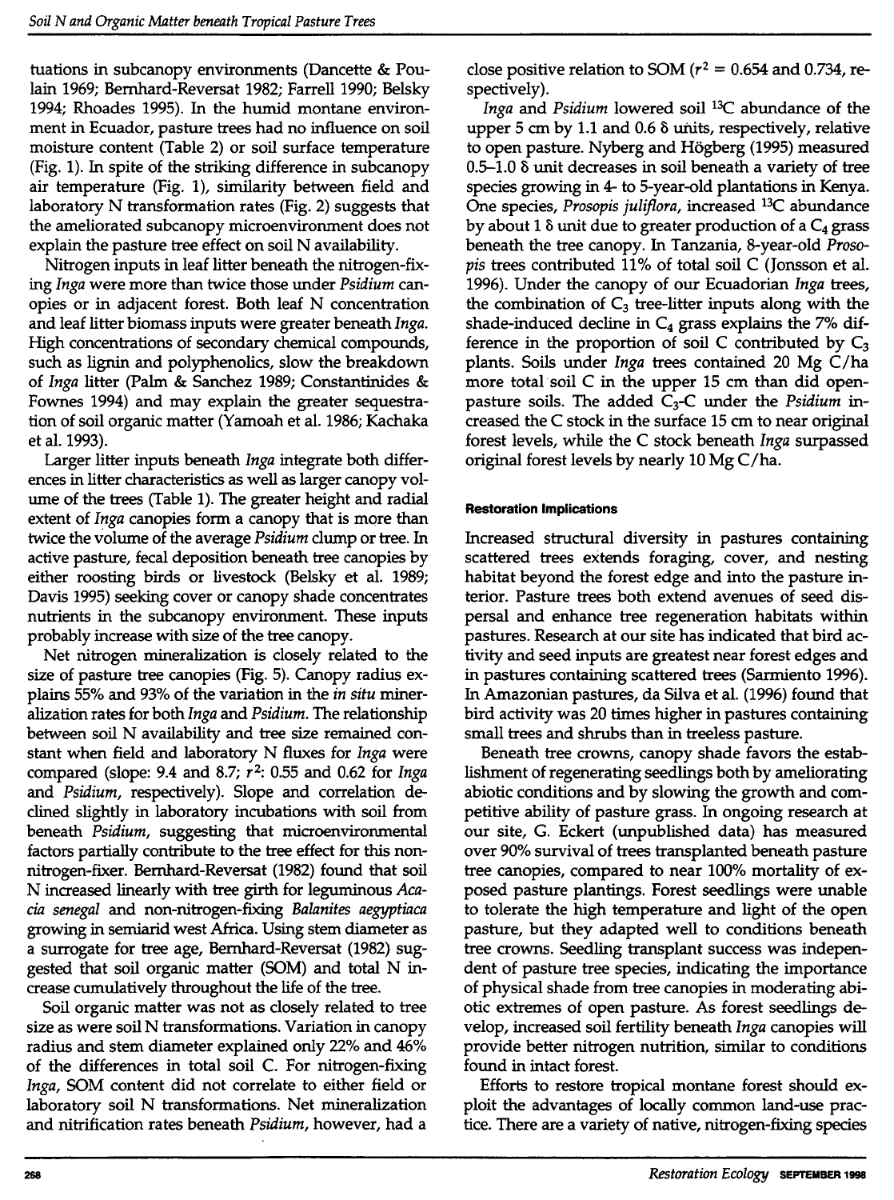tuations in subcanopy environments (Dancette & Poulain 1969; Bernhard-Reversat 1982; Farrell 1990; Belsky 1994; Rhoades 1995). In the humid montane environment in Ecuador, pasture trees had no influence on soil moisture content (Table 2) or soil surface temperature (Fig. 1). In spite of the striking difference in subcanopy air temperature (Fig. 1), similarity between field and laboratory N transformation rates (Fig. 2) suggests that the ameliorated subcanopy microenvironment does not explain the pasture tree effect on soil N availability.

Nitrogen inputs in leaf litter beneath the nitrogen-fixing *Inga* were more than twice those under *Psidium* canopies or in adjacent forest. Both leaf N concentration and leaf litter biomass inputs were greater beneath *Inga*. High concentrations of secondary chemical compounds, such as lignin and polyphenolics, slow the breakdown of *Inga* litter (Palm & Sanchez 1989; Constantinides & Fownes 1994) and may explain the greater sequestration of soil organic matter (Yamoah et al. 1986; Kachaka et al. 1993).

Larger litter inputs beneath *Inga* integrate both differences in litter characteristics as well as larger canopy volume of the trees (Table 1). The greater height and radial extent of *Inga* canopies form a canopy that is more than twice the volume of the average *Psidium* clump or tree. In active pasture, fecal deposition beneath tree canopies by either roosting birds or livestock (Belsky et al. 1989; Davis 1995) seeking cover or canopy shade concentrates nutrients in the subcanopy environment. These inputs probably increase with size of the tree canopy.

Net nitrogen mineralization is closely related to the size of pasture tree canopies (Fig. 5). Canopy radius explains 55% and 93% of the variation in the *in situ* mineralization rates for both *Inga* and *Psidium*. The relationship between soil N availability and tree size remained constant when field and laboratory N fluxes for *Inga* were compared (slope: 9.4 and 8.7; $r^2$: 0.55 and 0.62 for *Inga* and *Psidium*, respectively). Slope and correlation declined slightly in laboratory incubations with soil from beneath *Psidium*, suggesting that microenvironmental factors partially contribute to the tree effect for this non-nitrogen-fixer. Bernhard-Reversat (1982) found that soil N increased linearly with tree girth for leguminous *Acacia senegal* and non-nitrogen-fixing *Balanites aegyptiaca* growing in semiarid west Africa. Using stem diameter as a surrogate for tree age, Bernhard-Reversat (1982) suggested that soil organic matter (SOM) and total N increase cumulatively throughout the life of the tree.

Soil organic matter was not as closely related to tree size as were soil N transformations. Variation in canopy radius and stem diameter explained only 22% and 46% of the differences in total soil C. For nitrogen-fixing *Inga*, SOM content did not correlate to either field or laboratory soil N transformations. Net mineralization and nitrification rates beneath *Psidium*, however, had a close positive relation to SOM ($r^2 = 0.654$ and 0.734, respectively).

*Inga* and *Psidium* lowered soil $^{13}C$ abundance of the upper 5 cm by 1.1 and 0.6 δ units, respectively, relative to open pasture. Nyberg and Högberg (1995) measured 0.5–1.0 δ unit decreases in soil beneath a variety of tree species growing in 4- to 5-year-old plantations in Kenya. One species, *Prosopis juliflora*, increased $^{13}C$ abundance by about 1 δ unit due to greater production of a $C_4$ grass beneath the tree canopy. In Tanzania, 8-year-old *Prosopis* trees contributed 11% of total soil C (Jonsson et al. 1996). Under the canopy of our Ecuadorian *Inga* trees, the combination of $C_3$ tree-litter inputs along with the shade-induced decline in $C_4$ grass explains the 7% difference in the proportion of soil C contributed by $C_3$ plants. Soils under *Inga* trees contained 20 Mg C/ha more total soil C in the upper 15 cm than did open-pasture soils. The added $C_3$-C under the *Psidium* increased the C stock in the surface 15 cm to near original forest levels, while the C stock beneath *Inga* surpassed original forest levels by nearly 10 Mg C/ha.

#### Restoration Implications

Increased structural diversity in pastures containing scattered trees extends foraging, cover, and nesting habitat beyond the forest edge and into the pasture interior. Pasture trees both extend avenues of seed dispersal and enhance tree regeneration habitats within pastures. Research at our site has indicated that bird activity and seed inputs are greatest near forest edges and in pastures containing scattered trees (Sarmiento 1996). In Amazonian pastures, da Silva et al. (1996) found that bird activity was 20 times higher in pastures containing small trees and shrubs than in treeless pasture.

Beneath tree crowns, canopy shade favors the establishment of regenerating seedlings both by ameliorating abiotic conditions and by slowing the growth and competitive ability of pasture grass. In ongoing research at our site, G. Eckert (unpublished data) has measured over 90% survival of trees transplanted beneath pasture tree canopies, compared to near 100% mortality of exposed pasture plantings. Forest seedlings were unable to tolerate the high temperature and light of the open pasture, but they adapted well to conditions beneath tree crowns. Seedling transplant success was independent of pasture tree species, indicating the importance of physical shade from tree canopies in moderating abiotic extremes of open pasture. As forest seedlings develop, increased soil fertility beneath *Inga* canopies will provide better nitrogen nutrition, similar to conditions found in intact forest.

Efforts to restore tropical montane forest should exploit the advantages of locally common land-use practice. There are a variety of native, nitrogen-fixing species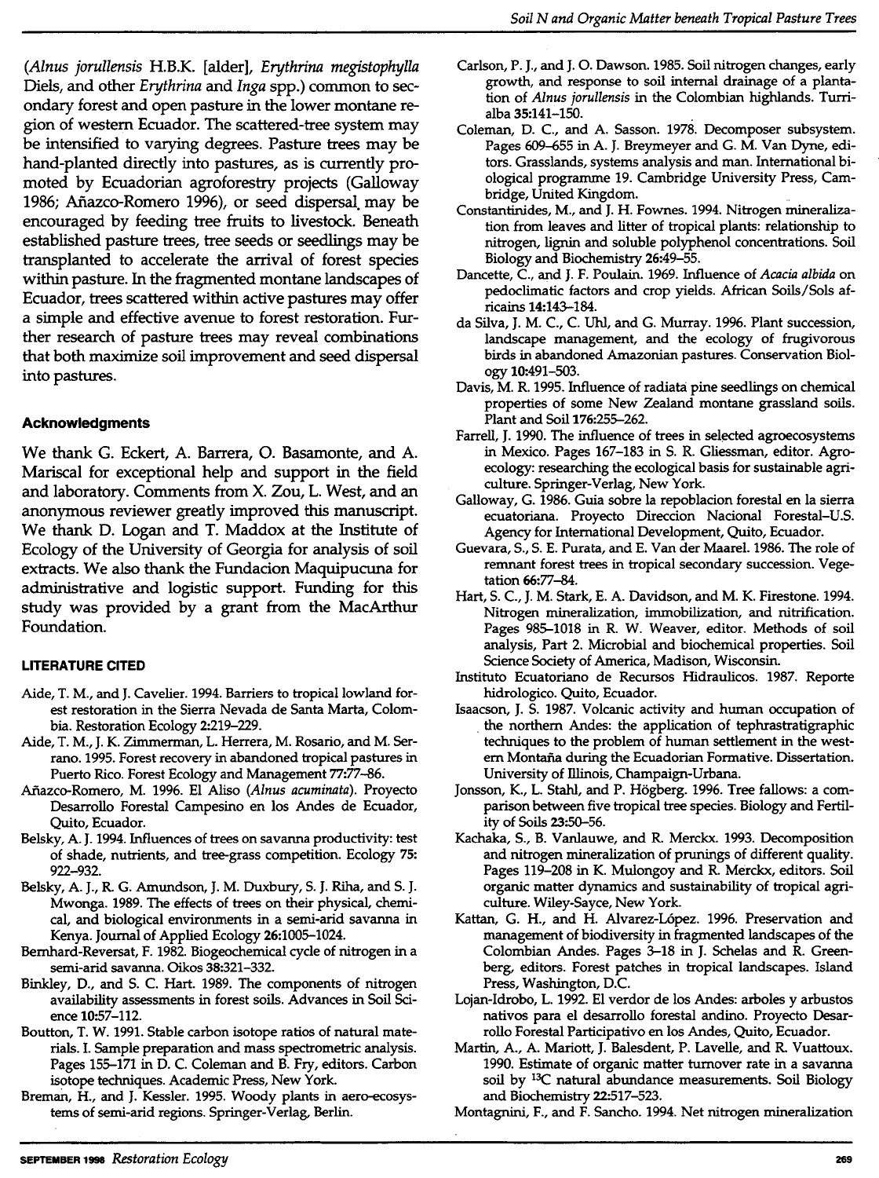(*Alnus jorullensis* H.B.K. [alder], *Erythrina megistophylla* Diels, and other *Erythrina* and *Inga* spp.) common to secondary forest and open pasture in the lower montane region of western Ecuador. The scattered-tree system may be intensified to varying degrees. Pasture trees may be hand-planted directly into pastures, as is currently promoted by Ecuadorian agroforestry projects (Galloway 1986; Añazco-Romero 1996), or seed dispersal may be encouraged by feeding tree fruits to livestock. Beneath established pasture trees, tree seeds or seedlings may be transplanted to accelerate the arrival of forest species within pasture. In the fragmented montane landscapes of Ecuador, trees scattered within active pastures may offer a simple and effective avenue to forest restoration. Further research of pasture trees may reveal combinations that both maximize soil improvement and seed dispersal into pastures.

## Acknowledgments

We thank G. Eckert, A. Barrera, O. Basamonte, and A. Mariscal for exceptional help and support in the field and laboratory. Comments from X. Zou, L. West, and an anonymous reviewer greatly improved this manuscript. We thank D. Logan and T. Maddox at the Institute of Ecology of the University of Georgia for analysis of soil extracts. We also thank the Fundacion Maquipucuna for administrative and logistic support. Funding for this study was provided by a grant from the MacArthur Foundation.

## LITERATURE CITED

Aide, T. M., and J. Cavelier. 1994. Barriers to tropical lowland forest restoration in the Sierra Nevada de Santa Marta, Colombia. Restoration Ecology **2**:219–229.

Aide, T. M., J. K. Zimmerman, L. Herrera, M. Rosario, and M. Serrano. 1995. Forest recovery in abandoned tropical pastures in Puerto Rico. Forest Ecology and Management **77**:77–86.

Añazco-Romero, M. 1996. El Aliso (*Alnus acuminata*). Proyecto Desarrollo Forestal Campesino en los Andes de Ecuador, Quito, Ecuador.

Belsky, A. J. 1994. Influences of trees on savanna productivity: test of shade, nutrients, and tree-grass competition. Ecology **75**: 922–932.

Belsky, A. J., R. G. Amundson, J. M. Duxbury, S. J. Riha, and S. J. Mwonga. 1989. The effects of trees on their physical, chemical, and biological environments in a semi-arid savanna in Kenya. Journal of Applied Ecology **26**:1005–1024.

Bernhard-Reversat, F. 1982. Biogeochemical cycle of nitrogen in a semi-arid savanna. Oikos **38**:321–332.

Binkley, D., and S. C. Hart. 1989. The components of nitrogen availability assessments in forest soils. Advances in Soil Science **10**:57–112.

Boutton, T. W. 1991. Stable carbon isotope ratios of natural materials. I. Sample preparation and mass spectrometric analysis. Pages 155–171 in D. C. Coleman and B. Fry, editors. Carbon isotope techniques. Academic Press, New York.

Breman, H., and J. Kessler. 1995. Woody plants in aero-ecosystems of semi-arid regions. Springer-Verlag, Berlin.

Carlson, P. J., and J. O. Dawson. 1985. Soil nitrogen changes, early growth, and response to soil internal drainage of a plantation of *Alnus jorullensis* in the Colombian highlands. Turrialba **35**:141–150.

Coleman, D. C., and A. Sasson. 1978. Decomposer subsystem. Pages 609–655 in A. J. Breymeyer and G. M. Van Dyne, editors. Grasslands, systems analysis and man. International biological programme 19. Cambridge University Press, Cambridge, United Kingdom.

Constantinides, M., and J. H. Fownes. 1994. Nitrogen mineralization from leaves and litter of tropical plants: relationship to nitrogen, lignin and soluble polyphenol concentrations. Soil Biology and Biochemistry **26**:49–55.

Dancette, C., and J. F. Poulain. 1969. Influence of *Acacia albida* on pedoclimatic factors and crop yields. African Soils/Sols africains **14**:143–184.

da Silva, J. M. C., C. Uhl, and G. Murray. 1996. Plant succession, landscape management, and the ecology of frugivorous birds in abandoned Amazonian pastures. Conservation Biology **10**:491–503.

Davis, M. R. 1995. Influence of radiata pine seedlings on chemical properties of some New Zealand montane grassland soils. Plant and Soil **176**:255–262.

Farrell, J. 1990. The influence of trees in selected agroecosystems in Mexico. Pages 167–183 in S. R. Gliessman, editor. Agroecology: researching the ecological basis for sustainable agriculture. Springer-Verlag, New York.

Galloway, G. 1986. Guia sobre la repoblacion forestal en la sierra ecuatoriana. Proyecto Direccion Nacional Forestal–U.S. Agency for International Development, Quito, Ecuador.

Guevara, S., S. E. Purata, and E. Van der Maarel. 1986. The role of remnant forest trees in tropical secondary succession. Vegetation **66**:77–84.

Hart, S. C., J. M. Stark, E. A. Davidson, and M. K. Firestone. 1994. Nitrogen mineralization, immobilization, and nitrification. Pages 985–1018 in R. W. Weaver, editor. Methods of soil analysis, Part 2. Microbial and biochemical properties. Soil Science Society of America, Madison, Wisconsin.

Instituto Ecuatoriano de Recursos Hidraulicos. 1987. Reporte hidrologico. Quito, Ecuador.

Isaacson, J. S. 1987. Volcanic activity and human occupation of the northern Andes: the application of tephrastratigraphic techniques to the problem of human settlement in the western Montaña during the Ecuadorian Formative. Dissertation. University of Illinois, Champaign-Urbana.

Jonsson, K., L. Stahl, and P. Högberg. 1996. Tree fallows: a comparison between five tropical tree species. Biology and Fertility of Soils **23**:50–56.

Kachaka, S., B. Vanlauwe, and R. Merckx. 1993. Decomposition and nitrogen mineralization of prunings of different quality. Pages 119–208 in K. Mulongoy and R. Merckx, editors. Soil organic matter dynamics and sustainability of tropical agriculture. Wiley-Sayce, New York.

Kattan, G. H., and H. Alvarez-López. 1996. Preservation and management of biodiversity in fragmented landscapes of the Colombian Andes. Pages 3–18 in J. Schelas and R. Greenberg, editors. Forest patches in tropical landscapes. Island Press, Washington, D.C.

Lojan-Idrobo, L. 1992. El verdor de los Andes: arboles y arbustos nativos para el desarrollo forestal andino. Proyecto Desarrollo Forestal Participativo en los Andes, Quito, Ecuador.

Martin, A., A. Mariott, J. Balesdent, P. Lavelle, and R. Vuattoux. 1990. Estimate of organic matter turnover rate in a savanna soil by $^{13}C$ natural abundance measurements. Soil Biology and Biochemistry **22**:517–523.

Montagnini, F., and F. Sancho. 1994. Net nitrogen mineralization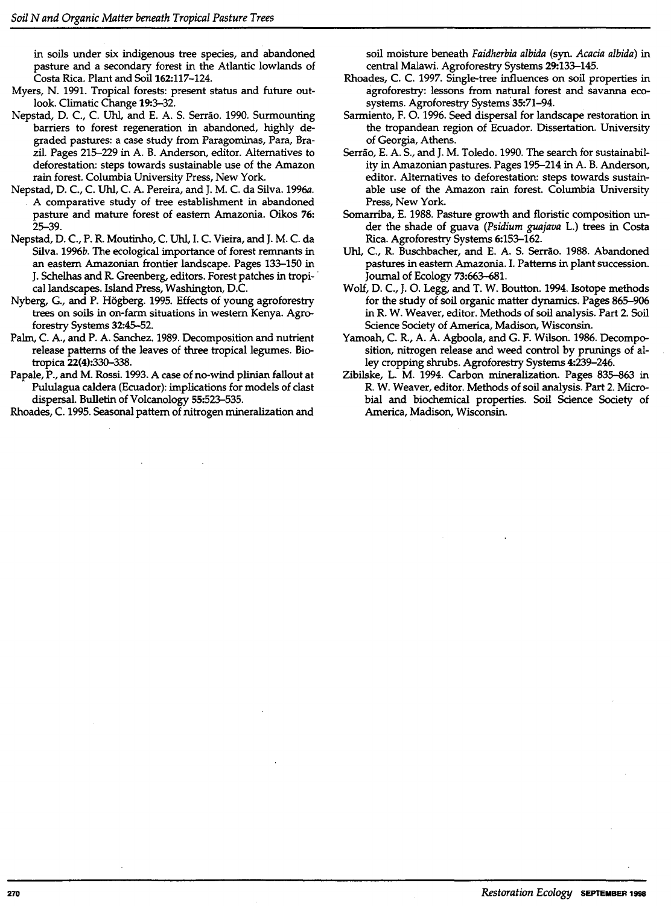in soils under six indigenous tree species, and abandoned pasture and a secondary forest in the Atlantic lowlands of Costa Rica. Plant and Soil **162**:117–124.

Myers, N. 1991. Tropical forests: present status and future outlook. Climatic Change **19**:3–32.

Nepstad, D. C., C. Uhl, and E. A. S. Serrão. 1990. Surmounting barriers to forest regeneration in abandoned, highly degraded pastures: a case study from Paragominas, Para, Brazil. Pages 215–229 in A. B. Anderson, editor. Alternatives to deforestation: steps towards sustainable use of the Amazon rain forest. Columbia University Press, New York.

Nepstad, D. C., C. Uhl, C. A. Pereira, and J. M. C. da Silva. 1996*a*. A comparative study of tree establishment in abandoned pasture and mature forest of eastern Amazonia. Oikos **76**: 25–39.

Nepstad, D. C., P. R. Moutinho, C. Uhl, I. C. Vieira, and J. M. C. da Silva. 1996*b*. The ecological importance of forest remnants in an eastern Amazonian frontier landscape. Pages 133–150 in J. Schelhas and R. Greenberg, editors. Forest patches in tropical landscapes. Island Press, Washington, D.C.

Nyberg, G., and P. Högberg. 1995. Effects of young agroforestry trees on soils in on-farm situations in western Kenya. Agroforestry Systems **32**:45–52.

Palm, C. A., and P. A. Sanchez. 1989. Decomposition and nutrient release patterns of the leaves of three tropical legumes. Biotropica **22(4)**:330–338.

Papale, P., and M. Rossi. 1993. A case of no-wind plinian fallout at Pululagua caldera (Ecuador): implications for models of clast dispersal. Bulletin of Volcanology **55**:523–535.

Rhoades, C. 1995. Seasonal pattern of nitrogen mineralization and soil moisture beneath *Faidherbia albida* (syn. *Acacia albida*) in central Malawi. Agroforestry Systems **29**:133–145.

Rhoades, C. C. 1997. Single-tree influences on soil properties in agroforestry: lessons from natural forest and savanna ecosystems. Agroforestry Systems **35**:71–94.

Sarmiento, F. O. 1996. Seed dispersal for landscape restoration in the tropandean region of Ecuador. Dissertation. University of Georgia, Athens.

Serrão, E. A. S., and J. M. Toledo. 1990. The search for sustainability in Amazonian pastures. Pages 195–214 in A. B. Anderson, editor. Alternatives to deforestation: steps towards sustainable use of the Amazon rain forest. Columbia University Press, New York.

Somarriba, E. 1988. Pasture growth and floristic composition under the shade of guava (*Psidium guajava* L.) trees in Costa Rica. Agroforestry Systems **6**:153–162.

Uhl, C., R. Buschbacher, and E. A. S. Serrão. 1988. Abandoned pastures in eastern Amazonia. I. Patterns in plant succession. Journal of Ecology **73**:663–681.

Wolf, D. C., J. O. Legg, and T. W. Boutton. 1994. Isotope methods for the study of soil organic matter dynamics. Pages 865–906 in R. W. Weaver, editor. Methods of soil analysis. Part 2. Soil Science Society of America, Madison, Wisconsin.

Yamoah, C. R., A. A. Agboola, and G. F. Wilson. 1986. Decomposition, nitrogen release and weed control by prunings of alley cropping shrubs. Agroforestry Systems **4**:239–246.

Zibilske, L. M. 1994. Carbon mineralization. Pages 835–863 in R. W. Weaver, editor. Methods of soil analysis. Part 2. Microbial and biochemical properties. Soil Science Society of America, Madison, Wisconsin.